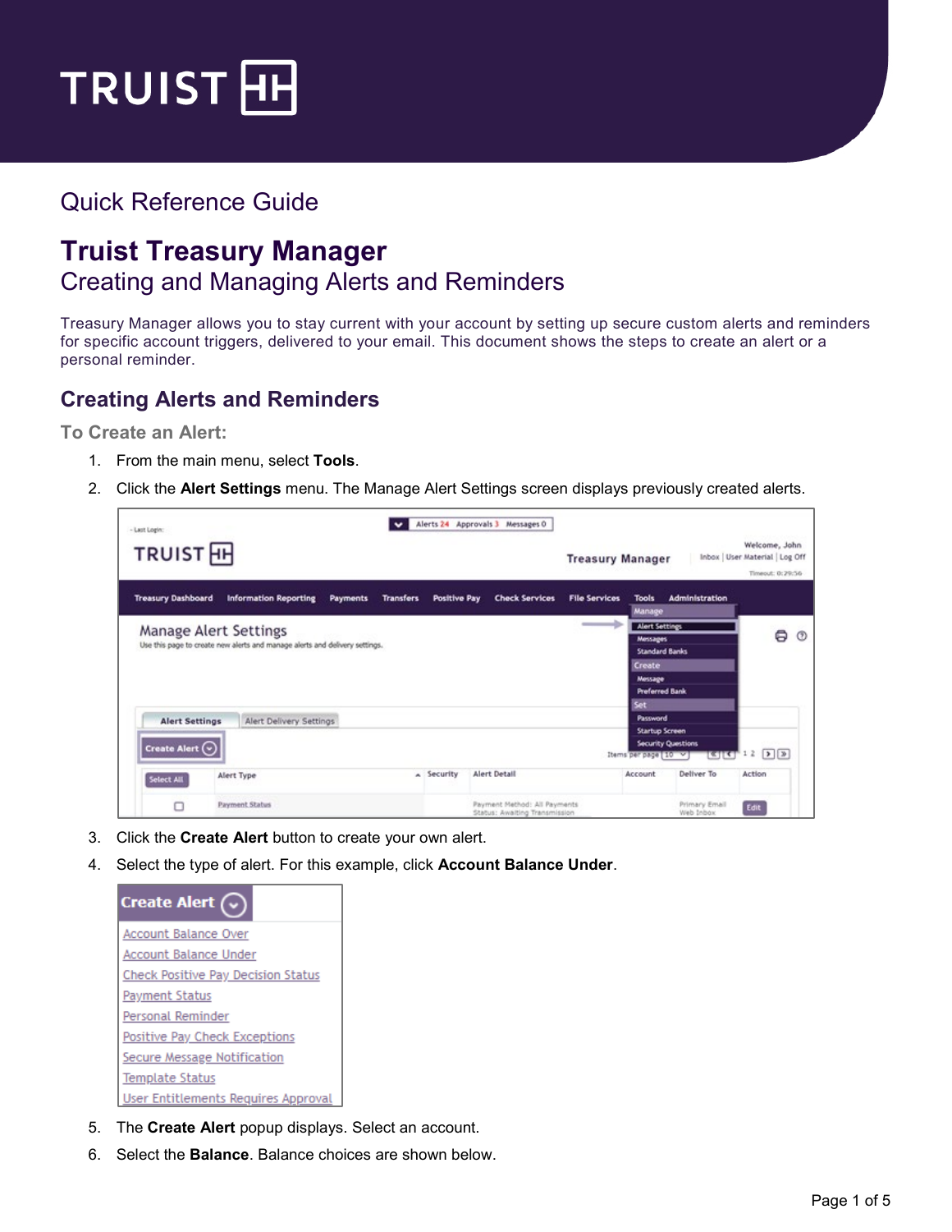# Quick Reference Guide

# Truist Treasury Manager

## Creating and Managing Alerts and Reminders

Treasury Manager allows you to stay current with your account by setting up secure custom alerts and reminders for specific account triggers, delivered to your email. This document shows the steps to create an alert or a personal reminder.

## Creating Alerts and Reminders

### To Create an Alert:

1. From the main menu, select **Tools**.
2. Click the **Alert Settings** menu. The Manage Alert Settings screen displays previously created alerts.
3. Click the **Create Alert** button to create your own alert.
4. Select the type of alert. For this example, click **Account Balance Under**.
5. The **Create Alert** popup displays. Select an account.
6. Select the **Balance**. Balance choices are shown below.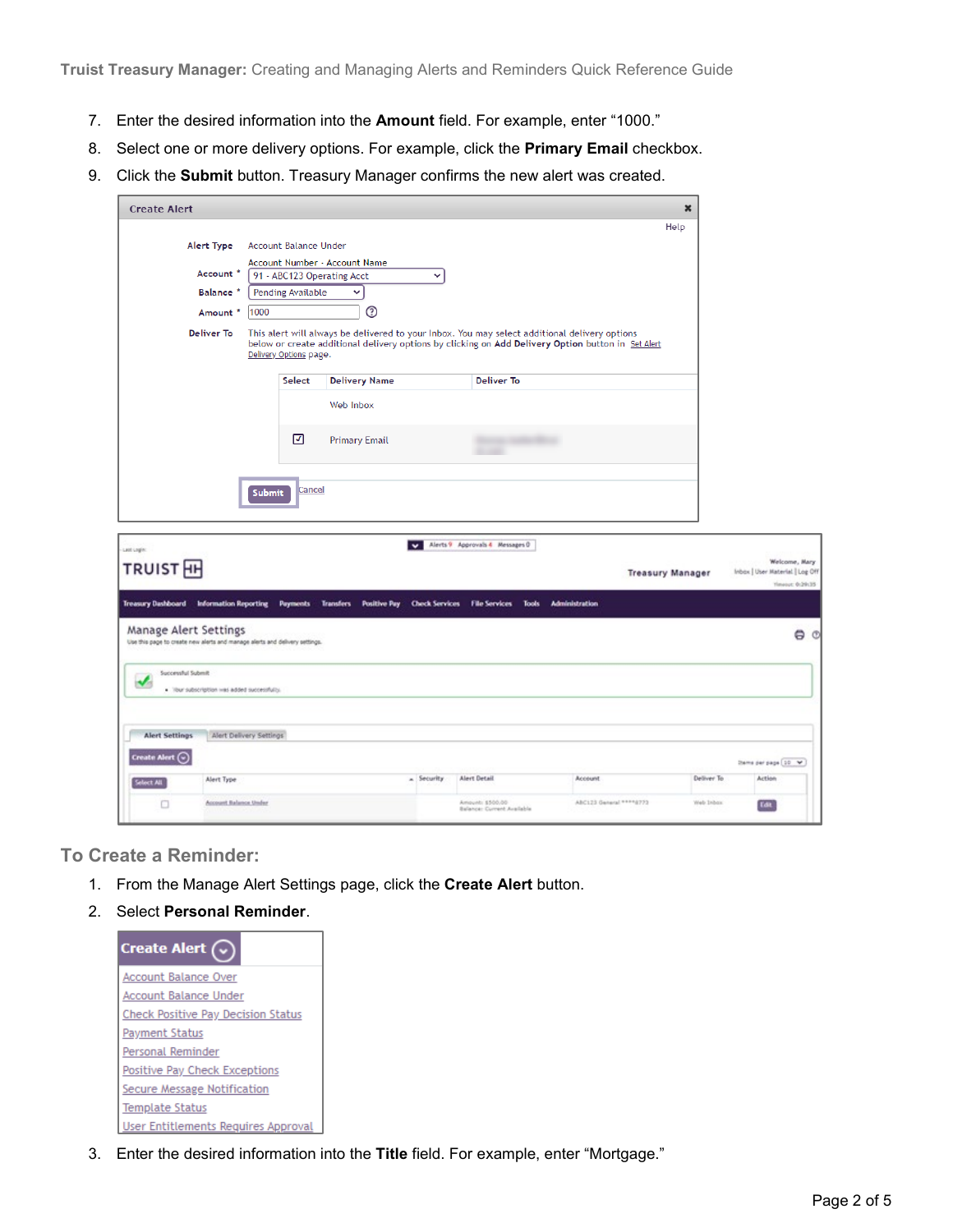7. Enter the desired information into the **Amount** field. For example, enter “1000.”
8. Select one or more delivery options. For example, click the **Primary Email** checkbox.
9. Click the **Submit** button. Treasury Manager confirms the new alert was created.

## To Create a Reminder:

1. From the Manage Alert Settings page, click the **Create Alert** button.
2. Select **Personal Reminder**.
3. Enter the desired information into the **Title** field. For example, enter “Mortgage.”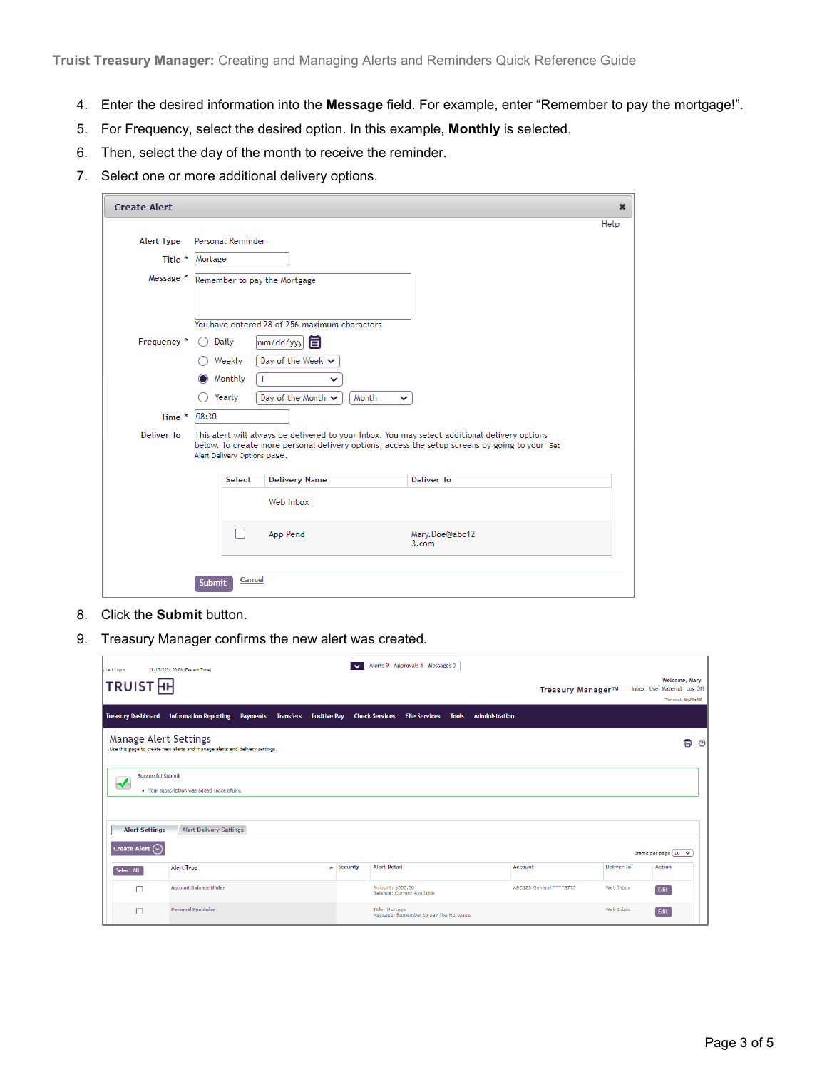4. Enter the desired information into the **Message** field. For example, enter "Remember to pay the mortgage!".
5. For Frequency, select the desired option. In this example, **Monthly** is selected.
6. Then, select the day of the month to receive the reminder.
7. Select one or more additional delivery options.

8. Click the **Submit** button.
9. Treasury Manager confirms the new alert was created.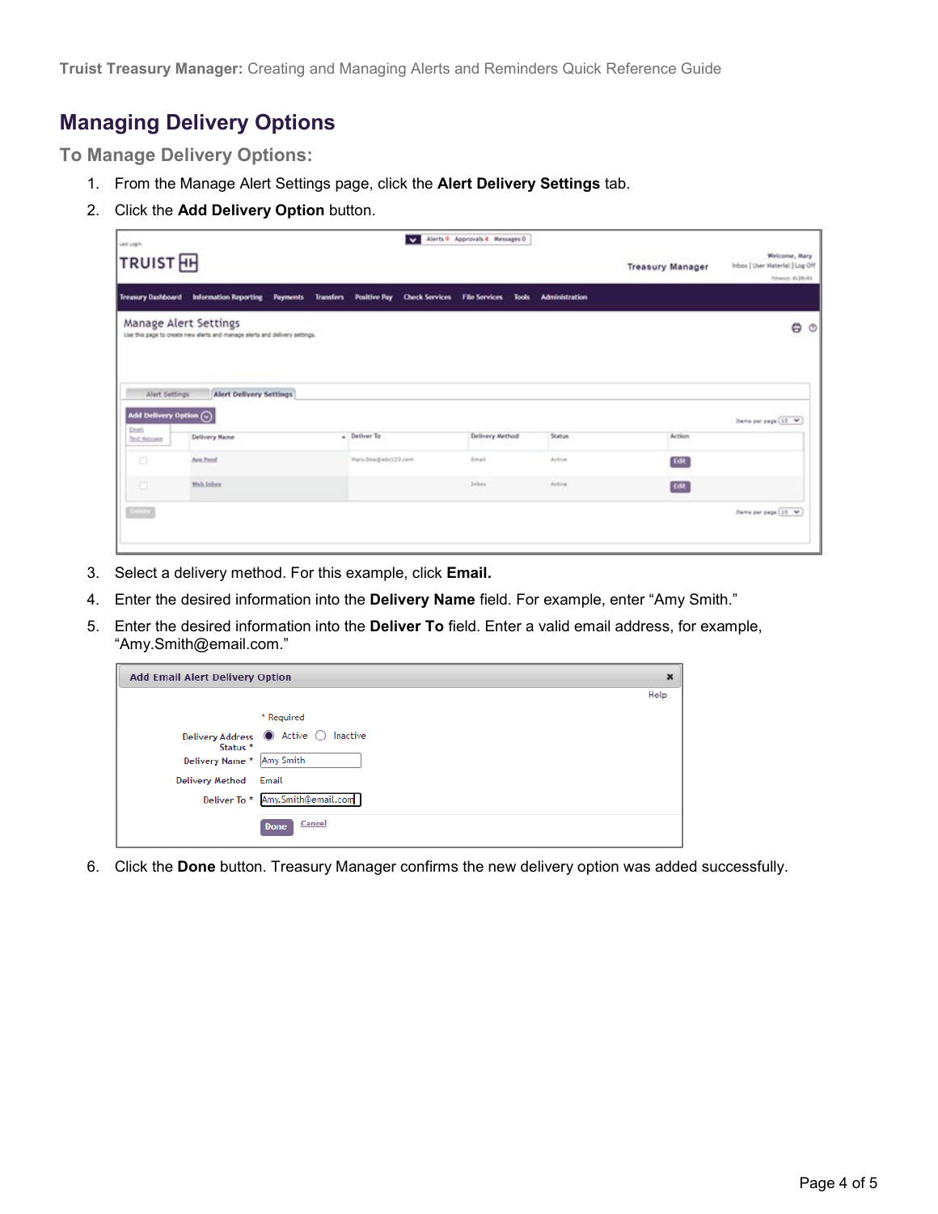## Managing Delivery Options

### To Manage Delivery Options:

1. From the Manage Alert Settings page, click the **Alert Delivery Settings** tab.
2. Click the **Add Delivery Option** button.
3. Select a delivery method. For this example, click **Email.**
4. Enter the desired information into the **Delivery Name** field. For example, enter "Amy Smith."
5. Enter the desired information into the **Deliver To** field. Enter a valid email address, for example, "Amy.Smith@email.com."
6. Click the **Done** button. Treasury Manager confirms the new delivery option was added successfully.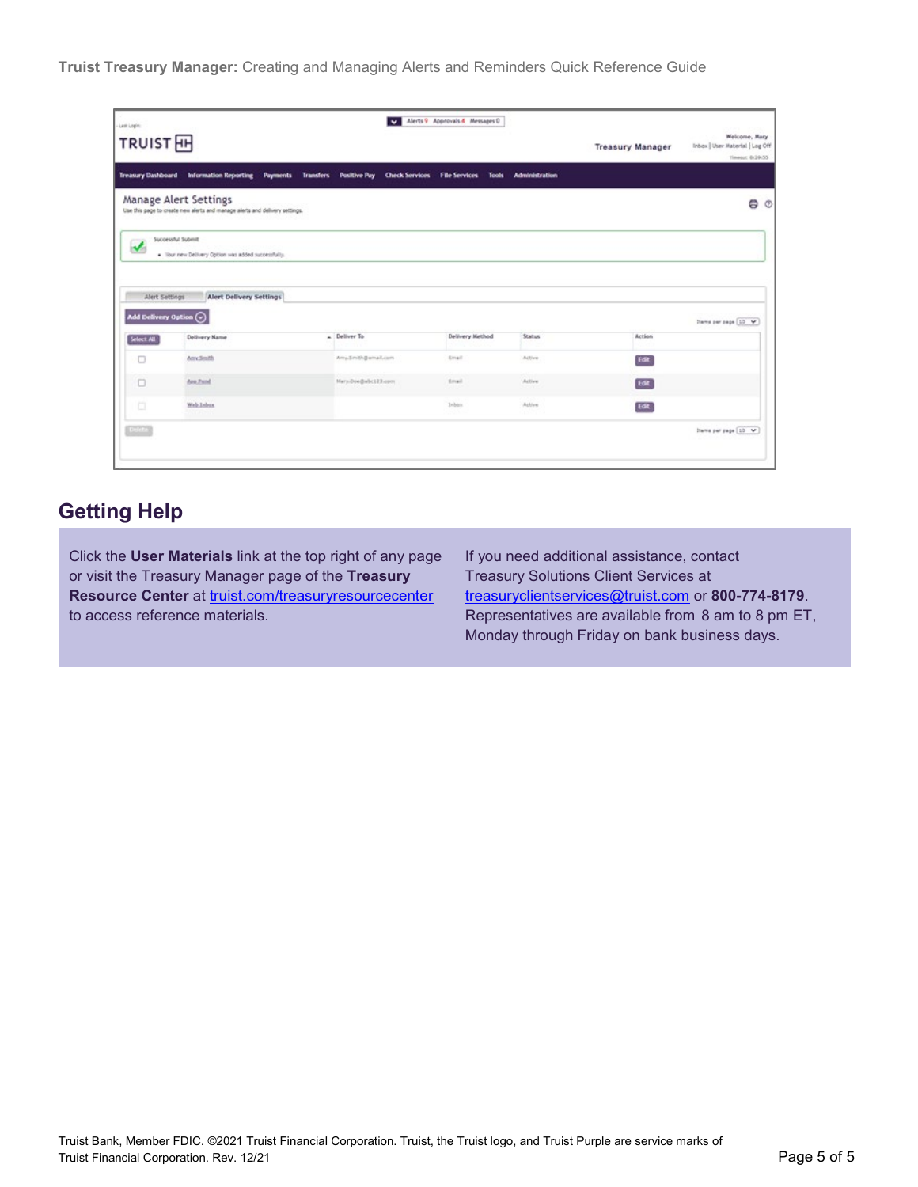## Getting Help

Click the **User Materials** link at the top right of any page or visit the Treasury Manager page of the **Treasury Resource Center** at truist.com/treasuryresourcecenter to access reference materials.

If you need additional assistance, contact Treasury Solutions Client Services at treasuryclientservices@truist.com or **800-774-8179**. Representatives are available from 8 am to 8 pm ET, Monday through Friday on bank business days.

Truist Bank, Member FDIC. ©2021 Truist Financial Corporation. Truist, the Truist logo, and Truist Purple are service marks of Truist Financial Corporation. Rev. 12/21